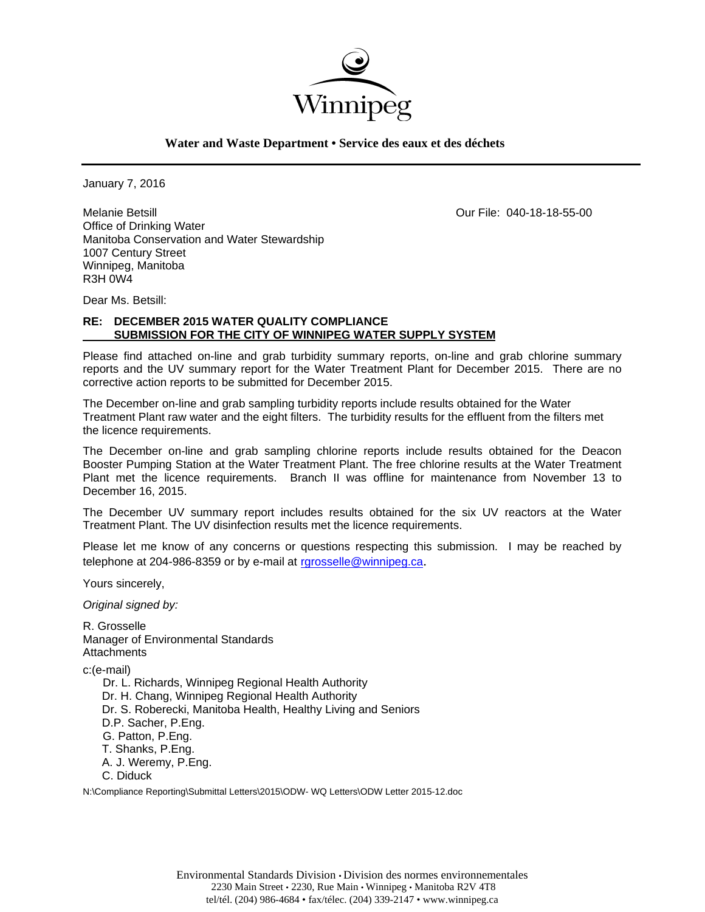Winnipeg

**Water and Waste Department • Service des eaux et des déchets**

January 7, 2016

Melanie Betsill
Office of Drinking Water
Manitoba Conservation and Water Stewardship
1007 Century Street
Winnipeg, Manitoba
R3H 0W4

Our File: 040-18-18-55-00

Dear Ms. Betsill:

**RE: DECEMBER 2015 WATER QUALITY COMPLIANCE SUBMISSION FOR THE CITY OF WINNIPEG WATER SUPPLY SYSTEM**

Please find attached on-line and grab turbidity summary reports, on-line and grab chlorine summary reports and the UV summary report for the Water Treatment Plant for December 2015. There are no corrective action reports to be submitted for December 2015.

The December on-line and grab sampling turbidity reports include results obtained for the Water Treatment Plant raw water and the eight filters. The turbidity results for the effluent from the filters met the licence requirements.

The December on-line and grab sampling chlorine reports include results obtained for the Deacon Booster Pumping Station at the Water Treatment Plant. The free chlorine results at the Water Treatment Plant met the licence requirements. Branch II was offline for maintenance from November 13 to December 16, 2015.

The December UV summary report includes results obtained for the six UV reactors at the Water Treatment Plant. The UV disinfection results met the licence requirements.

Please let me know of any concerns or questions respecting this submission. I may be reached by telephone at 204-986-8359 or by e-mail at rgrosselle@winnipeg.ca.

Yours sincerely,

*Original signed by:*

R. Grosselle
Manager of Environmental Standards
Attachments

c:(e-mail)
Dr. L. Richards, Winnipeg Regional Health Authority
Dr. H. Chang, Winnipeg Regional Health Authority
Dr. S. Roberecki, Manitoba Health, Healthy Living and Seniors
D.P. Sacher, P.Eng.
G. Patton, P.Eng.
T. Shanks, P.Eng.
A. J. Weremy, P.Eng.
C. Diduck

N:\Compliance Reporting\Submittal Letters\2015\ODW- WQ Letters\ODW Letter 2015-12.doc

Environmental Standards Division • Division des normes environnementales
2230 Main Street • 2230, Rue Main • Winnipeg • Manitoba R2V 4T8
tel/tél. (204) 986-4684 • fax/télec. (204) 339-2147 • www.winnipeg.ca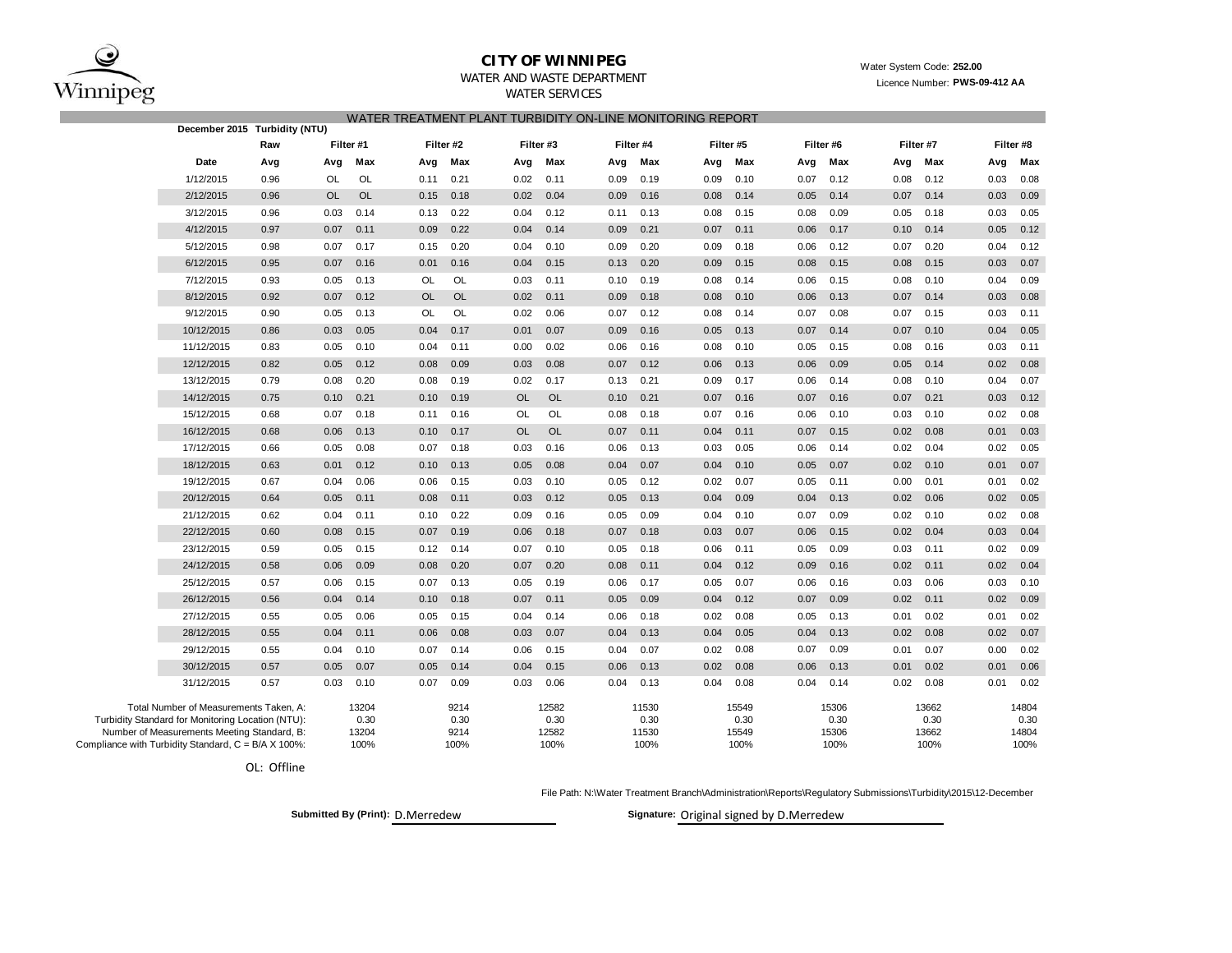# CITY OF WINNIPEG

WATER AND WASTE DEPARTMENT

WATER SERVICES

Water System Code: **252.00**

Licence Number: **PWS-09-412 AA**

## WATER TREATMENT PLANT TURBIDITY ON-LINE MONITORING REPORT

**December 2015 Turbidity (NTU)**

| Date | Raw | Filter #1 | | Filter #2 | | Filter #3 | | Filter #4 | | Filter #5 | | Filter #6 | | Filter #7 | | Filter #8 | |
|---|---|---|---|---|---|---|---|---|---|---|---|---|---|---|---|---|---|
| | Avg | Avg | Max | Avg | Max | Avg | Max | Avg | Max | Avg | Max | Avg | Max | Avg | Max | Avg | Max |
| 1/12/2015 | 0.96 | OL | OL | 0.11 | 0.21 | 0.02 | 0.11 | 0.09 | 0.19 | 0.09 | 0.10 | 0.07 | 0.12 | 0.08 | 0.12 | 0.03 | 0.08 |
| 2/12/2015 | 0.96 | OL | OL | 0.15 | 0.18 | 0.02 | 0.04 | 0.09 | 0.16 | 0.08 | 0.14 | 0.05 | 0.14 | 0.07 | 0.14 | 0.03 | 0.09 |
| 3/12/2015 | 0.96 | 0.03 | 0.14 | 0.13 | 0.22 | 0.04 | 0.12 | 0.11 | 0.13 | 0.08 | 0.15 | 0.08 | 0.09 | 0.05 | 0.18 | 0.03 | 0.05 |
| 4/12/2015 | 0.97 | 0.07 | 0.11 | 0.09 | 0.22 | 0.04 | 0.14 | 0.09 | 0.21 | 0.07 | 0.11 | 0.06 | 0.17 | 0.10 | 0.14 | 0.05 | 0.12 |
| 5/12/2015 | 0.98 | 0.07 | 0.17 | 0.15 | 0.20 | 0.04 | 0.10 | 0.09 | 0.20 | 0.09 | 0.18 | 0.06 | 0.12 | 0.07 | 0.20 | 0.04 | 0.12 |
| 6/12/2015 | 0.95 | 0.07 | 0.16 | 0.01 | 0.16 | 0.04 | 0.15 | 0.13 | 0.20 | 0.09 | 0.15 | 0.08 | 0.15 | 0.08 | 0.15 | 0.03 | 0.07 |
| 7/12/2015 | 0.93 | 0.05 | 0.13 | OL | OL | 0.03 | 0.11 | 0.10 | 0.19 | 0.08 | 0.14 | 0.06 | 0.15 | 0.08 | 0.10 | 0.04 | 0.09 |
| 8/12/2015 | 0.92 | 0.07 | 0.12 | OL | OL | 0.02 | 0.11 | 0.09 | 0.18 | 0.08 | 0.10 | 0.06 | 0.13 | 0.07 | 0.14 | 0.03 | 0.08 |
| 9/12/2015 | 0.90 | 0.05 | 0.13 | OL | OL | 0.02 | 0.06 | 0.07 | 0.12 | 0.08 | 0.14 | 0.07 | 0.08 | 0.07 | 0.15 | 0.03 | 0.11 |
| 10/12/2015 | 0.86 | 0.03 | 0.05 | 0.04 | 0.17 | 0.01 | 0.07 | 0.09 | 0.16 | 0.05 | 0.13 | 0.07 | 0.14 | 0.07 | 0.10 | 0.04 | 0.05 |
| 11/12/2015 | 0.83 | 0.05 | 0.10 | 0.04 | 0.11 | 0.00 | 0.02 | 0.06 | 0.16 | 0.08 | 0.10 | 0.05 | 0.15 | 0.08 | 0.16 | 0.03 | 0.11 |
| 12/12/2015 | 0.82 | 0.05 | 0.12 | 0.08 | 0.09 | 0.03 | 0.08 | 0.07 | 0.12 | 0.06 | 0.13 | 0.06 | 0.09 | 0.05 | 0.14 | 0.02 | 0.08 |
| 13/12/2015 | 0.79 | 0.08 | 0.20 | 0.08 | 0.19 | 0.02 | 0.17 | 0.13 | 0.21 | 0.09 | 0.17 | 0.06 | 0.14 | 0.08 | 0.10 | 0.04 | 0.07 |
| 14/12/2015 | 0.75 | 0.10 | 0.21 | 0.10 | 0.19 | OL | OL | 0.10 | 0.21 | 0.07 | 0.16 | 0.07 | 0.16 | 0.07 | 0.21 | 0.03 | 0.12 |
| 15/12/2015 | 0.68 | 0.07 | 0.18 | 0.11 | 0.16 | OL | OL | 0.08 | 0.18 | 0.07 | 0.16 | 0.06 | 0.10 | 0.03 | 0.10 | 0.02 | 0.08 |
| 16/12/2015 | 0.68 | 0.06 | 0.13 | 0.10 | 0.17 | OL | OL | 0.07 | 0.11 | 0.04 | 0.11 | 0.07 | 0.15 | 0.02 | 0.08 | 0.01 | 0.03 |
| 17/12/2015 | 0.66 | 0.05 | 0.08 | 0.07 | 0.18 | 0.03 | 0.16 | 0.06 | 0.13 | 0.03 | 0.05 | 0.06 | 0.14 | 0.02 | 0.04 | 0.02 | 0.05 |
| 18/12/2015 | 0.63 | 0.01 | 0.12 | 0.10 | 0.13 | 0.05 | 0.08 | 0.04 | 0.07 | 0.04 | 0.10 | 0.05 | 0.07 | 0.02 | 0.10 | 0.01 | 0.07 |
| 19/12/2015 | 0.67 | 0.04 | 0.06 | 0.06 | 0.15 | 0.03 | 0.10 | 0.05 | 0.12 | 0.02 | 0.07 | 0.05 | 0.11 | 0.00 | 0.01 | 0.01 | 0.02 |
| 20/12/2015 | 0.64 | 0.05 | 0.11 | 0.08 | 0.11 | 0.03 | 0.12 | 0.05 | 0.13 | 0.04 | 0.09 | 0.04 | 0.13 | 0.02 | 0.06 | 0.02 | 0.05 |
| 21/12/2015 | 0.62 | 0.04 | 0.11 | 0.10 | 0.22 | 0.09 | 0.16 | 0.05 | 0.09 | 0.04 | 0.10 | 0.07 | 0.09 | 0.02 | 0.10 | 0.02 | 0.08 |
| 22/12/2015 | 0.60 | 0.08 | 0.15 | 0.07 | 0.19 | 0.06 | 0.18 | 0.07 | 0.18 | 0.03 | 0.07 | 0.06 | 0.15 | 0.02 | 0.04 | 0.03 | 0.04 |
| 23/12/2015 | 0.59 | 0.05 | 0.15 | 0.12 | 0.14 | 0.07 | 0.10 | 0.05 | 0.18 | 0.06 | 0.11 | 0.05 | 0.09 | 0.03 | 0.11 | 0.02 | 0.09 |
| 24/12/2015 | 0.58 | 0.06 | 0.09 | 0.08 | 0.20 | 0.07 | 0.20 | 0.08 | 0.11 | 0.04 | 0.12 | 0.09 | 0.16 | 0.02 | 0.11 | 0.02 | 0.04 |
| 25/12/2015 | 0.57 | 0.06 | 0.15 | 0.07 | 0.13 | 0.05 | 0.19 | 0.06 | 0.17 | 0.05 | 0.07 | 0.06 | 0.16 | 0.03 | 0.06 | 0.03 | 0.10 |
| 26/12/2015 | 0.56 | 0.04 | 0.14 | 0.10 | 0.18 | 0.07 | 0.11 | 0.05 | 0.09 | 0.04 | 0.12 | 0.07 | 0.09 | 0.02 | 0.11 | 0.02 | 0.09 |
| 27/12/2015 | 0.55 | 0.05 | 0.06 | 0.05 | 0.15 | 0.04 | 0.14 | 0.06 | 0.18 | 0.02 | 0.08 | 0.05 | 0.13 | 0.01 | 0.02 | 0.01 | 0.02 |
| 28/12/2015 | 0.55 | 0.04 | 0.11 | 0.06 | 0.08 | 0.03 | 0.07 | 0.04 | 0.13 | 0.04 | 0.05 | 0.04 | 0.13 | 0.02 | 0.08 | 0.02 | 0.07 |
| 29/12/2015 | 0.55 | 0.04 | 0.10 | 0.07 | 0.14 | 0.06 | 0.15 | 0.04 | 0.07 | 0.02 | 0.08 | 0.07 | 0.09 | 0.01 | 0.07 | 0.00 | 0.02 |
| 30/12/2015 | 0.57 | 0.05 | 0.07 | 0.05 | 0.14 | 0.04 | 0.15 | 0.06 | 0.13 | 0.02 | 0.08 | 0.06 | 0.13 | 0.01 | 0.02 | 0.01 | 0.06 |
| 31/12/2015 | 0.57 | 0.03 | 0.10 | 0.07 | 0.09 | 0.03 | 0.06 | 0.04 | 0.13 | 0.04 | 0.08 | 0.04 | 0.14 | 0.02 | 0.08 | 0.01 | 0.02 |

| | Filter #1 | Filter #2 | Filter #3 | Filter #4 | Filter #5 | Filter #6 | Filter #7 | Filter #8 |
|---|---|---|---|---|---|---|---|---|
| Total Number of Measurements Taken, A: | 13204 | 9214 | 12582 | 11530 | 15549 | 15306 | 13662 | 14804 |
| Turbidity Standard for Monitoring Location (NTU): | 0.30 | 0.30 | 0.30 | 0.30 | 0.30 | 0.30 | 0.30 | 0.30 |
| Number of Measurements Meeting Standard, B: | 13204 | 9214 | 12582 | 11530 | 15549 | 15306 | 13662 | 14804 |
| Compliance with Turbidity Standard, C = B/A X 100%: | 100% | 100% | 100% | 100% | 100% | 100% | 100% | 100% |

OL: Offline

File Path: N:\Water Treatment Branch\Administration\Reports\Regulatory Submissions\Turbidity\2015\12-December

**Submitted By (Print):** D.Merredew

**Signature:** Original signed by D.Merredew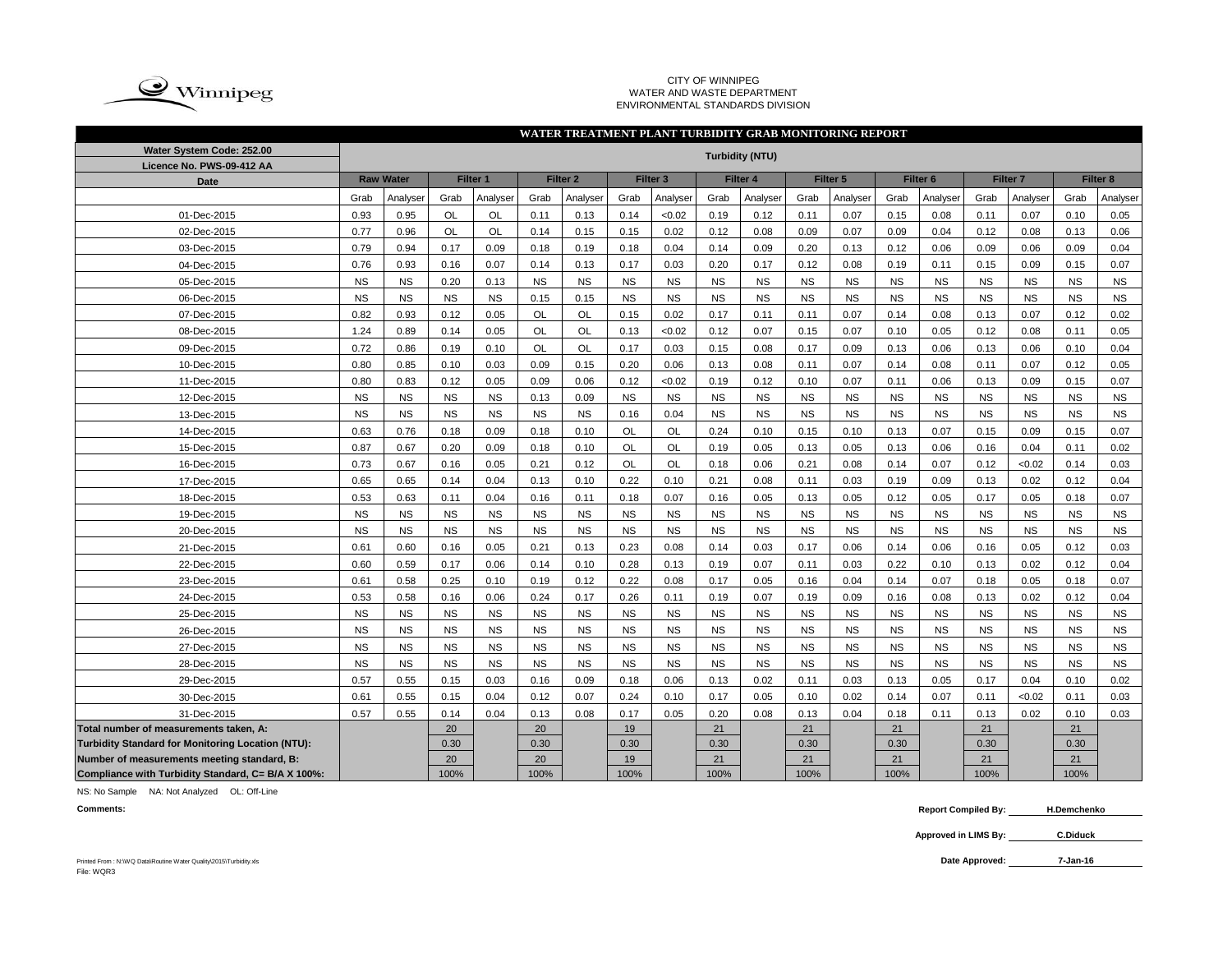CITY OF WINNIPEG
WATER AND WASTE DEPARTMENT
ENVIRONMENTAL STANDARDS DIVISION

## WATER TREATMENT PLANT TURBIDITY GRAB MONITORING REPORT

| Water System Code: 252.00 Licence No. PWS-09-412 AA | Turbidity (NTU) | | | | | | | | | | | | | | | | | |
|---|---|---|---|---|---|---|---|---|---|---|---|---|---|---|---|---|---|---|
| Date | Raw Water | | Filter 1 | | Filter 2 | | Filter 3 | | Filter 4 | | Filter 5 | | Filter 6 | | Filter 7 | | Filter 8 | |
| | Grab | Analyser | Grab | Analyser | Grab | Analyser | Grab | Analyser | Grab | Analyser | Grab | Analyser | Grab | Analyser | Grab | Analyser | Grab | Analyser |
| 01-Dec-2015 | 0.93 | 0.95 | OL | OL | 0.11 | 0.13 | 0.14 | <0.02 | 0.19 | 0.12 | 0.11 | 0.07 | 0.15 | 0.08 | 0.11 | 0.07 | 0.10 | 0.05 |
| 02-Dec-2015 | 0.77 | 0.96 | OL | OL | 0.14 | 0.15 | 0.15 | 0.02 | 0.12 | 0.08 | 0.09 | 0.07 | 0.09 | 0.04 | 0.12 | 0.08 | 0.13 | 0.06 |
| 03-Dec-2015 | 0.79 | 0.94 | 0.17 | 0.09 | 0.18 | 0.19 | 0.18 | 0.04 | 0.14 | 0.09 | 0.20 | 0.13 | 0.12 | 0.06 | 0.09 | 0.06 | 0.09 | 0.04 |
| 04-Dec-2015 | 0.76 | 0.93 | 0.16 | 0.07 | 0.14 | 0.13 | 0.17 | 0.03 | 0.20 | 0.17 | 0.12 | 0.08 | 0.19 | 0.11 | 0.15 | 0.09 | 0.15 | 0.07 |
| 05-Dec-2015 | NS | NS | 0.20 | 0.13 | NS | NS | NS | NS | NS | NS | NS | NS | NS | NS | NS | NS | NS | NS |
| 06-Dec-2015 | NS | NS | NS | NS | 0.15 | 0.15 | NS | NS | NS | NS | NS | NS | NS | NS | NS | NS | NS | NS |
| 07-Dec-2015 | 0.82 | 0.93 | 0.12 | 0.05 | OL | OL | 0.15 | 0.02 | 0.17 | 0.11 | 0.11 | 0.07 | 0.14 | 0.08 | 0.13 | 0.07 | 0.12 | 0.02 |
| 08-Dec-2015 | 1.24 | 0.89 | 0.14 | 0.05 | OL | OL | 0.13 | <0.02 | 0.12 | 0.07 | 0.15 | 0.07 | 0.10 | 0.05 | 0.12 | 0.08 | 0.11 | 0.05 |
| 09-Dec-2015 | 0.72 | 0.86 | 0.19 | 0.10 | OL | OL | 0.17 | 0.03 | 0.15 | 0.08 | 0.17 | 0.09 | 0.13 | 0.06 | 0.13 | 0.06 | 0.10 | 0.04 |
| 10-Dec-2015 | 0.80 | 0.85 | 0.10 | 0.03 | 0.09 | 0.15 | 0.20 | 0.06 | 0.13 | 0.08 | 0.11 | 0.07 | 0.14 | 0.08 | 0.11 | 0.07 | 0.12 | 0.05 |
| 11-Dec-2015 | 0.80 | 0.83 | 0.12 | 0.05 | 0.09 | 0.06 | 0.12 | <0.02 | 0.19 | 0.12 | 0.10 | 0.07 | 0.11 | 0.06 | 0.13 | 0.09 | 0.15 | 0.07 |
| 12-Dec-2015 | NS | NS | NS | NS | 0.13 | 0.09 | NS | NS | NS | NS | NS | NS | NS | NS | NS | NS | NS | NS |
| 13-Dec-2015 | NS | NS | NS | NS | NS | NS | 0.16 | 0.04 | NS | NS | NS | NS | NS | NS | NS | NS | NS | NS |
| 14-Dec-2015 | 0.63 | 0.76 | 0.18 | 0.09 | 0.18 | 0.10 | OL | OL | 0.24 | 0.10 | 0.15 | 0.10 | 0.13 | 0.07 | 0.15 | 0.09 | 0.15 | 0.07 |
| 15-Dec-2015 | 0.87 | 0.67 | 0.20 | 0.09 | 0.18 | 0.10 | OL | OL | 0.19 | 0.05 | 0.13 | 0.05 | 0.13 | 0.06 | 0.16 | 0.04 | 0.11 | 0.02 |
| 16-Dec-2015 | 0.73 | 0.67 | 0.16 | 0.05 | 0.21 | 0.12 | OL | OL | 0.18 | 0.06 | 0.21 | 0.08 | 0.14 | 0.07 | 0.12 | <0.02 | 0.14 | 0.03 |
| 17-Dec-2015 | 0.65 | 0.65 | 0.14 | 0.04 | 0.13 | 0.10 | 0.22 | 0.10 | 0.21 | 0.08 | 0.11 | 0.03 | 0.19 | 0.09 | 0.13 | 0.02 | 0.12 | 0.04 |
| 18-Dec-2015 | 0.53 | 0.63 | 0.11 | 0.04 | 0.16 | 0.11 | 0.18 | 0.07 | 0.16 | 0.05 | 0.13 | 0.05 | 0.12 | 0.05 | 0.17 | 0.05 | 0.18 | 0.07 |
| 19-Dec-2015 | NS | NS | NS | NS | NS | NS | NS | NS | NS | NS | NS | NS | NS | NS | NS | NS | NS | NS |
| 20-Dec-2015 | NS | NS | NS | NS | NS | NS | NS | NS | NS | NS | NS | NS | NS | NS | NS | NS | NS | NS |
| 21-Dec-2015 | 0.61 | 0.60 | 0.16 | 0.05 | 0.21 | 0.13 | 0.23 | 0.08 | 0.14 | 0.03 | 0.17 | 0.06 | 0.14 | 0.06 | 0.16 | 0.05 | 0.12 | 0.03 |
| 22-Dec-2015 | 0.60 | 0.59 | 0.17 | 0.06 | 0.14 | 0.10 | 0.28 | 0.13 | 0.19 | 0.07 | 0.11 | 0.03 | 0.22 | 0.10 | 0.13 | 0.02 | 0.12 | 0.04 |
| 23-Dec-2015 | 0.61 | 0.58 | 0.25 | 0.10 | 0.19 | 0.12 | 0.22 | 0.08 | 0.17 | 0.05 | 0.16 | 0.04 | 0.14 | 0.07 | 0.18 | 0.05 | 0.18 | 0.07 |
| 24-Dec-2015 | 0.53 | 0.58 | 0.16 | 0.06 | 0.24 | 0.17 | 0.26 | 0.11 | 0.19 | 0.07 | 0.19 | 0.09 | 0.16 | 0.08 | 0.13 | 0.02 | 0.12 | 0.04 |
| 25-Dec-2015 | NS | NS | NS | NS | NS | NS | NS | NS | NS | NS | NS | NS | NS | NS | NS | NS | NS | NS |
| 26-Dec-2015 | NS | NS | NS | NS | NS | NS | NS | NS | NS | NS | NS | NS | NS | NS | NS | NS | NS | NS |
| 27-Dec-2015 | NS | NS | NS | NS | NS | NS | NS | NS | NS | NS | NS | NS | NS | NS | NS | NS | NS | NS |
| 28-Dec-2015 | NS | NS | NS | NS | NS | NS | NS | NS | NS | NS | NS | NS | NS | NS | NS | NS | NS | NS |
| 29-Dec-2015 | 0.57 | 0.55 | 0.15 | 0.03 | 0.16 | 0.09 | 0.18 | 0.06 | 0.13 | 0.02 | 0.11 | 0.03 | 0.13 | 0.05 | 0.17 | 0.04 | 0.10 | 0.02 |
| 30-Dec-2015 | 0.61 | 0.55 | 0.15 | 0.04 | 0.12 | 0.07 | 0.24 | 0.10 | 0.17 | 0.05 | 0.10 | 0.02 | 0.14 | 0.07 | 0.11 | <0.02 | 0.11 | 0.03 |
| 31-Dec-2015 | 0.57 | 0.55 | 0.14 | 0.04 | 0.13 | 0.08 | 0.17 | 0.05 | 0.20 | 0.08 | 0.13 | 0.04 | 0.18 | 0.11 | 0.13 | 0.02 | 0.10 | 0.03 |
| Total number of measurements taken, A: | | | 20 | | 20 | | 19 | | 21 | | 21 | | 21 | | 21 | | 21 | |
| Turbidity Standard for Monitoring Location (NTU): | | | 0.30 | | 0.30 | | 0.30 | | 0.30 | | 0.30 | | 0.30 | | 0.30 | | 0.30 | |
| Number of measurements meeting standard, B: | | | 20 | | 20 | | 19 | | 21 | | 21 | | 21 | | 21 | | 21 | |
| Compliance with Turbidity Standard, C= B/A X 100%: | | | 100% | | 100% | | 100% | | 100% | | 100% | | 100% | | 100% | | 100% | |

NS: No Sample NA: Not Analyzed OL: Off-Line

**Comments:**

**Report Compiled By:** H.Demchenko

**Approved in LIMS By:** C.Diduck

**Date Approved:** 7-Jan-16

Printed From : N:\WQ Data\Routine Water Quality\2015\Turbidity.xls
File: WQR3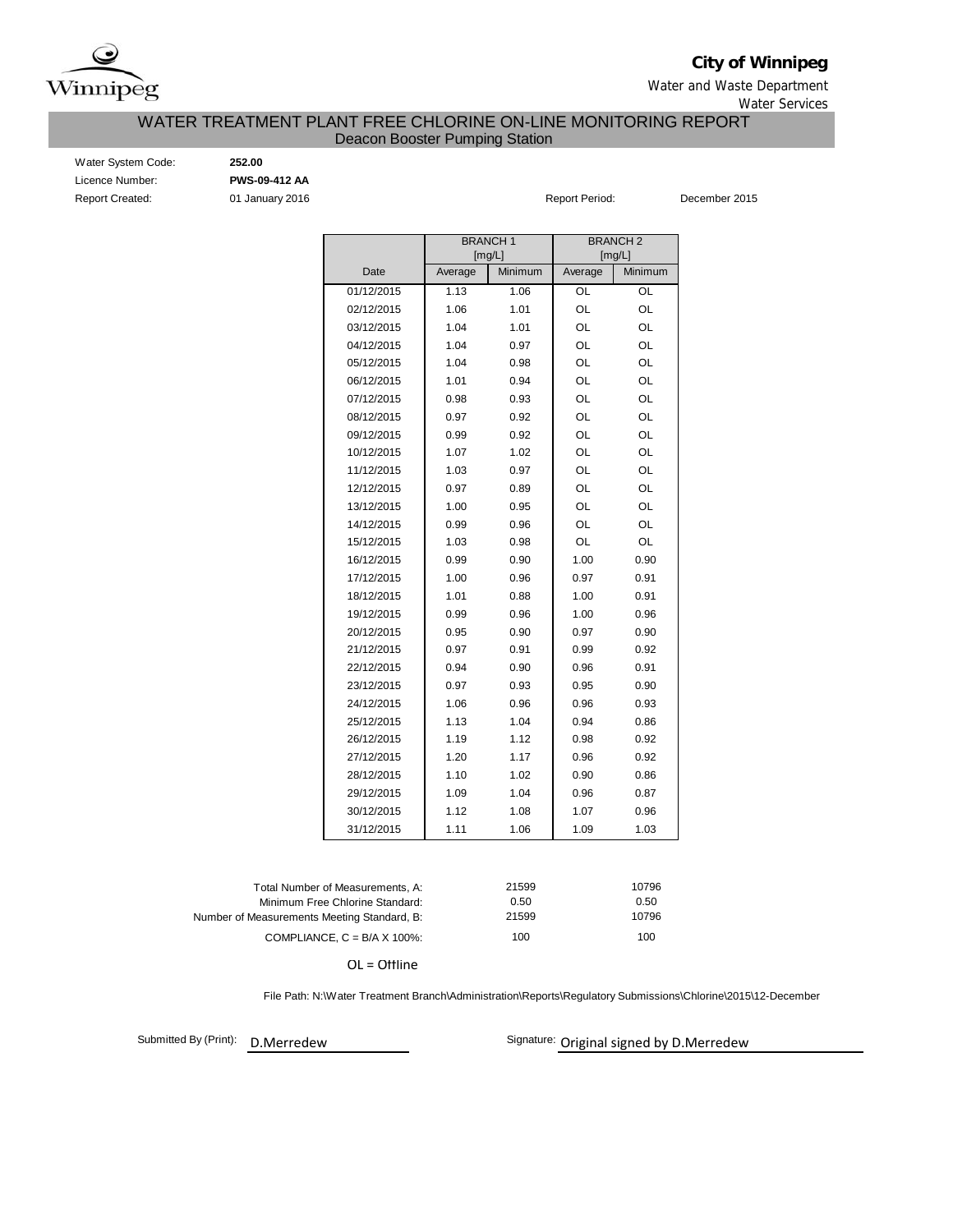**City of Winnipeg**

Water and Waste Department

Water Services

# WATER TREATMENT PLANT FREE CHLORINE ON-LINE MONITORING REPORT

## Deacon Booster Pumping Station

Water System Code: **252.00**

Licence Number: **PWS-09-412 AA**

Report Created: 01 January 2016

Report Period: December 2015

| | BRANCH 1 [mg/L] | | BRANCH 2 [mg/L] | |
|---|---|---|---|---|
| Date | Average | Minimum | Average | Minimum |
| 01/12/2015 | 1.13 | 1.06 | OL | OL |
| 02/12/2015 | 1.06 | 1.01 | OL | OL |
| 03/12/2015 | 1.04 | 1.01 | OL | OL |
| 04/12/2015 | 1.04 | 0.97 | OL | OL |
| 05/12/2015 | 1.04 | 0.98 | OL | OL |
| 06/12/2015 | 1.01 | 0.94 | OL | OL |
| 07/12/2015 | 0.98 | 0.93 | OL | OL |
| 08/12/2015 | 0.97 | 0.92 | OL | OL |
| 09/12/2015 | 0.99 | 0.92 | OL | OL |
| 10/12/2015 | 1.07 | 1.02 | OL | OL |
| 11/12/2015 | 1.03 | 0.97 | OL | OL |
| 12/12/2015 | 0.97 | 0.89 | OL | OL |
| 13/12/2015 | 1.00 | 0.95 | OL | OL |
| 14/12/2015 | 0.99 | 0.96 | OL | OL |
| 15/12/2015 | 1.03 | 0.98 | OL | OL |
| 16/12/2015 | 0.99 | 0.90 | 1.00 | 0.90 |
| 17/12/2015 | 1.00 | 0.96 | 0.97 | 0.91 |
| 18/12/2015 | 1.01 | 0.88 | 1.00 | 0.91 |
| 19/12/2015 | 0.99 | 0.96 | 1.00 | 0.96 |
| 20/12/2015 | 0.95 | 0.90 | 0.97 | 0.90 |
| 21/12/2015 | 0.97 | 0.91 | 0.99 | 0.92 |
| 22/12/2015 | 0.94 | 0.90 | 0.96 | 0.91 |
| 23/12/2015 | 0.97 | 0.93 | 0.95 | 0.90 |
| 24/12/2015 | 1.06 | 0.96 | 0.96 | 0.93 |
| 25/12/2015 | 1.13 | 1.04 | 0.94 | 0.86 |
| 26/12/2015 | 1.19 | 1.12 | 0.98 | 0.92 |
| 27/12/2015 | 1.20 | 1.17 | 0.96 | 0.92 |
| 28/12/2015 | 1.10 | 1.02 | 0.90 | 0.86 |
| 29/12/2015 | 1.09 | 1.04 | 0.96 | 0.87 |
| 30/12/2015 | 1.12 | 1.08 | 1.07 | 0.96 |
| 31/12/2015 | 1.11 | 1.06 | 1.09 | 1.03 |

| | Branch 1 | Branch 2 |
|---|---|---|
| Total Number of Measurements, A: | 21599 | 10796 |
| Minimum Free Chlorine Standard: | 0.50 | 0.50 |
| Number of Measurements Meeting Standard, B: | 21599 | 10796 |
| COMPLIANCE, C = B/A X 100%: | 100 | 100 |

OL = Offline

File Path: N:\Water Treatment Branch\Administration\Reports\Regulatory Submissions\Chlorine\2015\12-December

Submitted By (Print): D.Merredew

Signature: Original signed by D.Merredew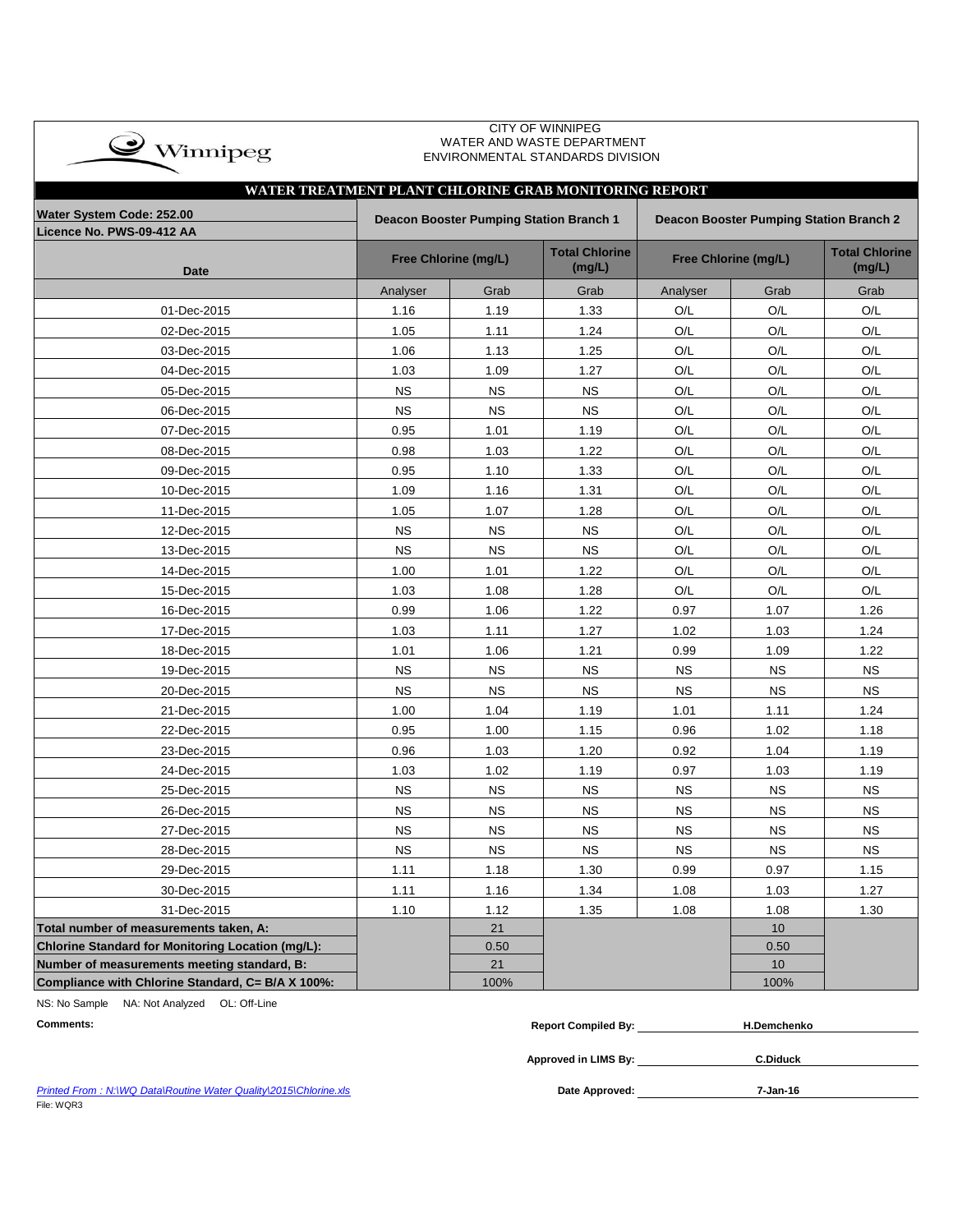CITY OF WINNIPEG
WATER AND WASTE DEPARTMENT
ENVIRONMENTAL STANDARDS DIVISION

## WATER TREATMENT PLANT CHLORINE GRAB MONITORING REPORT

| Water System Code: 252.00 Licence No. PWS-09-412 AA | Deacon Booster Pumping Station Branch 1 | | | Deacon Booster Pumping Station Branch 2 | | |
|---|---|---|---|---|---|---|
| Date | Free Chlorine (mg/L) | | Total Chlorine (mg/L) | Free Chlorine (mg/L) | | Total Chlorine (mg/L) |
| | Analyser | Grab | Grab | Analyser | Grab | Grab |
| 01-Dec-2015 | 1.16 | 1.19 | 1.33 | O/L | O/L | O/L |
| 02-Dec-2015 | 1.05 | 1.11 | 1.24 | O/L | O/L | O/L |
| 03-Dec-2015 | 1.06 | 1.13 | 1.25 | O/L | O/L | O/L |
| 04-Dec-2015 | 1.03 | 1.09 | 1.27 | O/L | O/L | O/L |
| 05-Dec-2015 | NS | NS | NS | O/L | O/L | O/L |
| 06-Dec-2015 | NS | NS | NS | O/L | O/L | O/L |
| 07-Dec-2015 | 0.95 | 1.01 | 1.19 | O/L | O/L | O/L |
| 08-Dec-2015 | 0.98 | 1.03 | 1.22 | O/L | O/L | O/L |
| 09-Dec-2015 | 0.95 | 1.10 | 1.33 | O/L | O/L | O/L |
| 10-Dec-2015 | 1.09 | 1.16 | 1.31 | O/L | O/L | O/L |
| 11-Dec-2015 | 1.05 | 1.07 | 1.28 | O/L | O/L | O/L |
| 12-Dec-2015 | NS | NS | NS | O/L | O/L | O/L |
| 13-Dec-2015 | NS | NS | NS | O/L | O/L | O/L |
| 14-Dec-2015 | 1.00 | 1.01 | 1.22 | O/L | O/L | O/L |
| 15-Dec-2015 | 1.03 | 1.08 | 1.28 | O/L | O/L | O/L |
| 16-Dec-2015 | 0.99 | 1.06 | 1.22 | 0.97 | 1.07 | 1.26 |
| 17-Dec-2015 | 1.03 | 1.11 | 1.27 | 1.02 | 1.03 | 1.24 |
| 18-Dec-2015 | 1.01 | 1.06 | 1.21 | 0.99 | 1.09 | 1.22 |
| 19-Dec-2015 | NS | NS | NS | NS | NS | NS |
| 20-Dec-2015 | NS | NS | NS | NS | NS | NS |
| 21-Dec-2015 | 1.00 | 1.04 | 1.19 | 1.01 | 1.11 | 1.24 |
| 22-Dec-2015 | 0.95 | 1.00 | 1.15 | 0.96 | 1.02 | 1.18 |
| 23-Dec-2015 | 0.96 | 1.03 | 1.20 | 0.92 | 1.04 | 1.19 |
| 24-Dec-2015 | 1.03 | 1.02 | 1.19 | 0.97 | 1.03 | 1.19 |
| 25-Dec-2015 | NS | NS | NS | NS | NS | NS |
| 26-Dec-2015 | NS | NS | NS | NS | NS | NS |
| 27-Dec-2015 | NS | NS | NS | NS | NS | NS |
| 28-Dec-2015 | NS | NS | NS | NS | NS | NS |
| 29-Dec-2015 | 1.11 | 1.18 | 1.30 | 0.99 | 0.97 | 1.15 |
| 30-Dec-2015 | 1.11 | 1.16 | 1.34 | 1.08 | 1.03 | 1.27 |
| 31-Dec-2015 | 1.10 | 1.12 | 1.35 | 1.08 | 1.08 | 1.30 |
| **Total number of measurements taken, A:** | | 21 | | | 10 | |
| **Chlorine Standard for Monitoring Location (mg/L):** | | 0.50 | | | 0.50 | |
| **Number of measurements meeting standard, B:** | | 21 | | | 10 | |
| **Compliance with Chlorine Standard, C= B/A X 100%:** | | 100% | | | 100% | |

NS: No Sample NA: Not Analyzed OL: Off-Line

**Comments:**

**Report Compiled By:** **H.Demchenko**

**Approved in LIMS By:** **C.Diduck**

**Date Approved:** **7-Jan-16**

*Printed From : N:\WQ Data\Routine Water Quality\2015\Chlorine.xls*

File: WQR3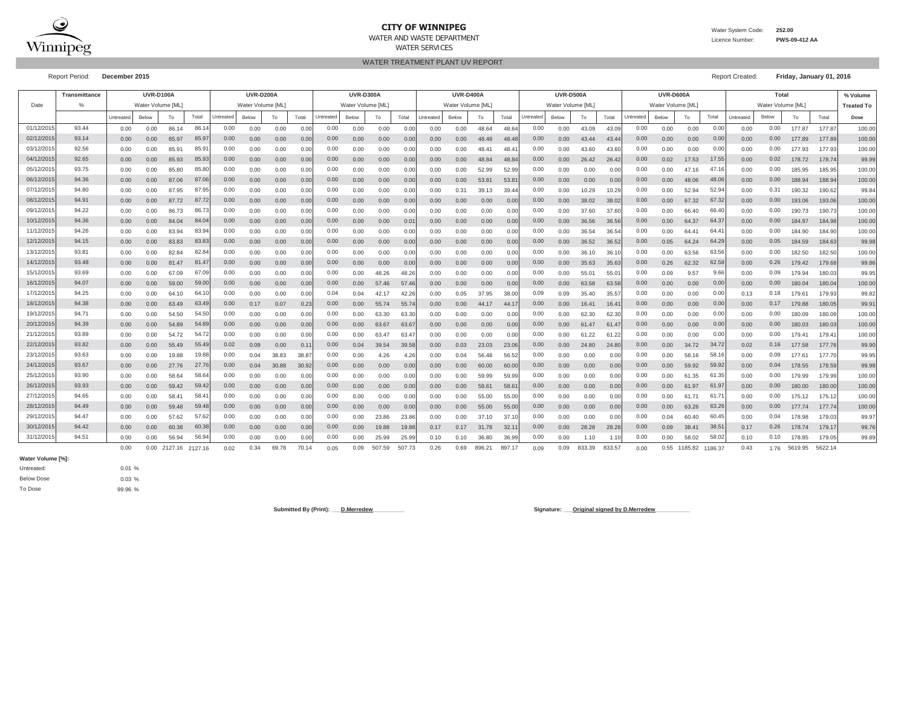**CITY OF WINNIPEG**
WATER AND WASTE DEPARTMENT
WATER SERVICES

Water System Code: **252.00**
Licence Number: **PWS-09-412 AA**

WATER TREATMENT PLANT UV REPORT

Report Period: **December 2015**

Report Created: **Friday, January 01, 2016**

| Date | Transmittance | UVR-D100A | | | | UVR-D200A | | | | UVR-D300A | | | | UVR-D400A | | | | UVR-D500A | | | | UVR-D600A | | | | Total | | | | % Volume |
|---|---|---|---|---|---|---|---|---|---|---|---|---|---|---|---|---|---|---|---|---|---|---|---|---|---|---|---|---|---|---|
| | % | Water Volume [ML] | | | | Water Volume [ML] | | | | Water Volume [ML] | | | | Water Volume [ML] | | | | Water Volume [ML] | | | | Water Volume [ML] | | | | Water Volume [ML] | | | | Treated To |
| | | Untreated | Below | To | Total | Untreated | Below | To | Total | Untreated | Below | To | Total | Untreated | Below | To | Total | Untreated | Below | To | Total | Untreated | Below | To | Total | Untreated | Below | To | Total | Dose |
| 01/12/2015 | 93.44 | 0.00 | 0.00 | 86.14 | 86.14 | 0.00 | 0.00 | 0.00 | 0.00 | 0.00 | 0.00 | 0.00 | 0.00 | 0.00 | 0.00 | 48.64 | 48.64 | 0.00 | 0.00 | 43.09 | 43.09 | 0.00 | 0.00 | 0.00 | 0.00 | 0.00 | 0.00 | 177.87 | 177.87 | 100.00 |
| 02/12/2015 | 93.14 | 0.00 | 0.00 | 85.97 | 85.97 | 0.00 | 0.00 | 0.00 | 0.00 | 0.00 | 0.00 | 0.00 | 0.00 | 0.00 | 0.00 | 48.48 | 48.48 | 0.00 | 0.00 | 43.44 | 43.44 | 0.00 | 0.00 | 0.00 | 0.00 | 0.00 | 0.00 | 177.89 | 177.89 | 100.00 |
| 03/12/2015 | 92.56 | 0.00 | 0.00 | 85.91 | 85.91 | 0.00 | 0.00 | 0.00 | 0.00 | 0.00 | 0.00 | 0.00 | 0.00 | 0.00 | 0.00 | 48.41 | 48.41 | 0.00 | 0.00 | 43.60 | 43.60 | 0.00 | 0.00 | 0.00 | 0.00 | 0.00 | 0.00 | 177.93 | 177.93 | 100.00 |
| 04/12/2015 | 92.65 | 0.00 | 0.00 | 85.93 | 85.93 | 0.00 | 0.00 | 0.00 | 0.00 | 0.00 | 0.00 | 0.00 | 0.00 | 0.00 | 0.00 | 48.84 | 48.84 | 0.00 | 0.00 | 26.42 | 26.42 | 0.00 | 0.02 | 17.53 | 17.55 | 0.00 | 0.02 | 178.72 | 178.74 | 99.99 |
| 05/12/2015 | 93.75 | 0.00 | 0.00 | 85.80 | 85.80 | 0.00 | 0.00 | 0.00 | 0.00 | 0.00 | 0.00 | 0.00 | 0.00 | 0.00 | 0.00 | 52.99 | 52.99 | 0.00 | 0.00 | 0.00 | 0.00 | 0.00 | 0.00 | 47.16 | 47.16 | 0.00 | 0.00 | 185.95 | 185.95 | 100.00 |
| 06/12/2015 | 94.36 | 0.00 | 0.00 | 87.06 | 87.06 | 0.00 | 0.00 | 0.00 | 0.00 | 0.00 | 0.00 | 0.00 | 0.00 | 0.00 | 0.00 | 53.81 | 53.81 | 0.00 | 0.00 | 0.00 | 0.00 | 0.00 | 0.00 | 48.06 | 48.06 | 0.00 | 0.00 | 188.94 | 188.94 | 100.00 |
| 07/12/2015 | 94.80 | 0.00 | 0.00 | 87.95 | 87.95 | 0.00 | 0.00 | 0.00 | 0.00 | 0.00 | 0.00 | 0.00 | 0.00 | 0.00 | 0.31 | 39.13 | 39.44 | 0.00 | 0.00 | 10.29 | 10.29 | 0.00 | 0.00 | 52.94 | 52.94 | 0.00 | 0.31 | 190.32 | 190.62 | 99.84 |
| 08/12/2015 | 94.91 | 0.00 | 0.00 | 87.72 | 87.72 | 0.00 | 0.00 | 0.00 | 0.00 | 0.00 | 0.00 | 0.00 | 0.00 | 0.00 | 0.00 | 0.00 | 0.00 | 0.00 | 0.00 | 38.02 | 38.02 | 0.00 | 0.00 | 67.32 | 67.32 | 0.00 | 0.00 | 193.06 | 193.06 | 100.00 |
| 09/12/2015 | 94.22 | 0.00 | 0.00 | 86.73 | 86.73 | 0.00 | 0.00 | 0.00 | 0.00 | 0.00 | 0.00 | 0.00 | 0.00 | 0.00 | 0.00 | 0.00 | 0.00 | 0.00 | 0.00 | 37.60 | 37.60 | 0.00 | 0.00 | 66.40 | 66.40 | 0.00 | 0.00 | 190.73 | 190.73 | 100.00 |
| 10/12/2015 | 94.36 | 0.00 | 0.00 | 84.04 | 84.04 | 0.00 | 0.00 | 0.00 | 0.00 | 0.00 | 0.00 | 0.00 | 0.01 | 0.00 | 0.00 | 0.00 | 0.00 | 0.00 | 0.00 | 36.56 | 36.56 | 0.00 | 0.00 | 64.37 | 64.37 | 0.00 | 0.00 | 184.97 | 184.98 | 100.00 |
| 11/12/2015 | 94.26 | 0.00 | 0.00 | 83.94 | 83.94 | 0.00 | 0.00 | 0.00 | 0.00 | 0.00 | 0.00 | 0.00 | 0.00 | 0.00 | 0.00 | 0.00 | 0.00 | 0.00 | 0.00 | 36.54 | 36.54 | 0.00 | 0.00 | 64.41 | 64.41 | 0.00 | 0.00 | 184.90 | 184.90 | 100.00 |
| 12/12/2015 | 94.15 | 0.00 | 0.00 | 83.83 | 83.83 | 0.00 | 0.00 | 0.00 | 0.00 | 0.00 | 0.00 | 0.00 | 0.00 | 0.00 | 0.00 | 0.00 | 0.00 | 0.00 | 0.00 | 36.52 | 36.52 | 0.00 | 0.05 | 64.24 | 64.29 | 0.00 | 0.05 | 184.59 | 184.63 | 99.98 |
| 13/12/2015 | 93.81 | 0.00 | 0.00 | 82.84 | 82.84 | 0.00 | 0.00 | 0.00 | 0.00 | 0.00 | 0.00 | 0.00 | 0.00 | 0.00 | 0.00 | 0.00 | 0.00 | 0.00 | 0.00 | 36.10 | 36.10 | 0.00 | 0.00 | 63.56 | 63.56 | 0.00 | 0.00 | 182.50 | 182.50 | 100.00 |
| 14/12/2015 | 93.48 | 0.00 | 0.00 | 81.47 | 81.47 | 0.00 | 0.00 | 0.00 | 0.00 | 0.00 | 0.00 | 0.00 | 0.00 | 0.00 | 0.00 | 0.00 | 0.00 | 0.00 | 0.00 | 35.63 | 35.63 | 0.00 | 0.26 | 62.32 | 62.58 | 0.00 | 0.26 | 179.42 | 179.68 | 99.86 |
| 15/12/2015 | 93.69 | 0.00 | 0.00 | 67.09 | 67.09 | 0.00 | 0.00 | 0.00 | 0.00 | 0.00 | 0.00 | 48.26 | 48.26 | 0.00 | 0.00 | 0.00 | 0.00 | 0.00 | 0.00 | 55.01 | 55.01 | 0.00 | 0.09 | 9.57 | 9.66 | 0.00 | 0.09 | 179.94 | 180.03 | 99.95 |
| 16/12/2015 | 94.07 | 0.00 | 0.00 | 59.00 | 59.00 | 0.00 | 0.00 | 0.00 | 0.00 | 0.00 | 0.00 | 57.46 | 57.46 | 0.00 | 0.00 | 0.00 | 0.00 | 0.00 | 0.00 | 63.58 | 63.58 | 0.00 | 0.00 | 0.00 | 0.00 | 0.00 | 0.00 | 180.04 | 180.04 | 100.00 |
| 17/12/2015 | 94.25 | 0.00 | 0.00 | 64.10 | 64.10 | 0.00 | 0.00 | 0.00 | 0.00 | 0.04 | 0.04 | 42.17 | 42.26 | 0.00 | 0.05 | 37.95 | 38.00 | 0.09 | 0.09 | 35.40 | 35.57 | 0.00 | 0.00 | 0.00 | 0.00 | 0.13 | 0.18 | 179.61 | 179.93 | 99.82 |
| 18/12/2015 | 94.38 | 0.00 | 0.00 | 63.49 | 63.49 | 0.00 | 0.17 | 0.07 | 0.23 | 0.00 | 0.00 | 55.74 | 55.74 | 0.00 | 0.00 | 44.17 | 44.17 | 0.00 | 0.00 | 16.41 | 16.41 | 0.00 | 0.00 | 0.00 | 0.00 | 0.00 | 0.17 | 179.88 | 180.05 | 99.91 |
| 19/12/2015 | 94.71 | 0.00 | 0.00 | 54.50 | 54.50 | 0.00 | 0.00 | 0.00 | 0.00 | 0.00 | 0.00 | 63.30 | 63.30 | 0.00 | 0.00 | 0.00 | 0.00 | 0.00 | 0.00 | 62.30 | 62.30 | 0.00 | 0.00 | 0.00 | 0.00 | 0.00 | 0.00 | 180.09 | 180.09 | 100.00 |
| 20/12/2015 | 94.39 | 0.00 | 0.00 | 54.89 | 54.89 | 0.00 | 0.00 | 0.00 | 0.00 | 0.00 | 0.00 | 63.67 | 63.67 | 0.00 | 0.00 | 0.00 | 0.00 | 0.00 | 0.00 | 61.47 | 61.47 | 0.00 | 0.00 | 0.00 | 0.00 | 0.00 | 0.00 | 180.03 | 180.03 | 100.00 |
| 21/12/2015 | 93.89 | 0.00 | 0.00 | 54.72 | 54.72 | 0.00 | 0.00 | 0.00 | 0.00 | 0.00 | 0.00 | 63.47 | 63.47 | 0.00 | 0.00 | 0.00 | 0.00 | 0.00 | 0.00 | 61.22 | 61.22 | 0.00 | 0.00 | 0.00 | 0.00 | 0.00 | 0.00 | 179.41 | 179.41 | 100.00 |
| 22/12/2015 | 93.82 | 0.00 | 0.00 | 55.49 | 55.49 | 0.02 | 0.09 | 0.00 | 0.11 | 0.00 | 0.04 | 39.54 | 39.58 | 0.00 | 0.03 | 23.03 | 23.06 | 0.00 | 0.00 | 24.80 | 24.80 | 0.00 | 0.00 | 34.72 | 34.72 | 0.02 | 0.16 | 177.58 | 177.76 | 99.90 |
| 23/12/2015 | 93.63 | 0.00 | 0.00 | 19.88 | 19.88 | 0.00 | 0.04 | 38.83 | 38.87 | 0.00 | 0.00 | 4.26 | 4.26 | 0.00 | 0.04 | 56.48 | 56.52 | 0.00 | 0.00 | 0.00 | 0.00 | 0.00 | 0.00 | 58.16 | 58.16 | 0.00 | 0.09 | 177.61 | 177.70 | 99.95 |
| 24/12/2015 | 93.67 | 0.00 | 0.00 | 27.76 | 27.76 | 0.00 | 0.04 | 30.88 | 30.92 | 0.00 | 0.00 | 0.00 | 0.00 | 0.00 | 0.00 | 60.00 | 60.00 | 0.00 | 0.00 | 0.00 | 0.00 | 0.00 | 0.00 | 59.92 | 59.92 | 0.00 | 0.04 | 178.55 | 178.59 | 99.98 |
| 25/12/2015 | 93.90 | 0.00 | 0.00 | 58.64 | 58.64 | 0.00 | 0.00 | 0.00 | 0.00 | 0.00 | 0.00 | 0.00 | 0.00 | 0.00 | 0.00 | 59.99 | 59.99 | 0.00 | 0.00 | 0.00 | 0.00 | 0.00 | 0.00 | 61.35 | 61.35 | 0.00 | 0.00 | 179.99 | 179.99 | 100.00 |
| 26/12/2015 | 93.93 | 0.00 | 0.00 | 59.42 | 59.42 | 0.00 | 0.00 | 0.00 | 0.00 | 0.00 | 0.00 | 0.00 | 0.00 | 0.00 | 0.00 | 58.61 | 58.61 | 0.00 | 0.00 | 0.00 | 0.00 | 0.00 | 0.00 | 61.97 | 61.97 | 0.00 | 0.00 | 180.00 | 180.00 | 100.00 |
| 27/12/2015 | 94.65 | 0.00 | 0.00 | 58.41 | 58.41 | 0.00 | 0.00 | 0.00 | 0.00 | 0.00 | 0.00 | 0.00 | 0.00 | 0.00 | 0.00 | 55.00 | 55.00 | 0.00 | 0.00 | 0.00 | 0.00 | 0.00 | 0.00 | 61.71 | 61.71 | 0.00 | 0.00 | 175.12 | 175.12 | 100.00 |
| 28/12/2015 | 94.49 | 0.00 | 0.00 | 59.48 | 59.48 | 0.00 | 0.00 | 0.00 | 0.00 | 0.00 | 0.00 | 0.00 | 0.00 | 0.00 | 0.00 | 55.00 | 55.00 | 0.00 | 0.00 | 0.00 | 0.00 | 0.00 | 0.00 | 63.26 | 63.26 | 0.00 | 0.00 | 177.74 | 177.74 | 100.00 |
| 29/12/2015 | 94.47 | 0.00 | 0.00 | 57.62 | 57.62 | 0.00 | 0.00 | 0.00 | 0.00 | 0.00 | 0.00 | 23.86 | 23.86 | 0.00 | 0.00 | 37.10 | 37.10 | 0.00 | 0.00 | 0.00 | 0.00 | 0.00 | 0.04 | 60.40 | 60.45 | 0.00 | 0.04 | 178.98 | 179.03 | 99.97 |
| 30/12/2015 | 94.42 | 0.00 | 0.00 | 60.38 | 60.38 | 0.00 | 0.00 | 0.00 | 0.00 | 0.00 | 0.00 | 19.88 | 19.88 | 0.17 | 0.17 | 31.78 | 32.11 | 0.00 | 0.00 | 28.28 | 28.28 | 0.00 | 0.09 | 38.41 | 38.51 | 0.17 | 0.26 | 178.74 | 179.17 | 99.76 |
| 31/12/2015 | 94.51 | 0.00 | 0.00 | 56.94 | 56.94 | 0.00 | 0.00 | 0.00 | 0.00 | 0.00 | 0.00 | 25.99 | 25.99 | 0.10 | 0.10 | 36.80 | 36.99 | 0.00 | 0.00 | 1.10 | 1.10 | 0.00 | 0.00 | 58.02 | 58.02 | 0.10 | 0.10 | 178.85 | 179.05 | 99.89 |
| | | 0.00 | 0.00 | 2127.16 | 2127.16 | 0.02 | 0.34 | 69.78 | 70.14 | 0.05 | 0.09 | 507.59 | 507.73 | 0.26 | 0.69 | 896.21 | 897.17 | 0.09 | 0.09 | 833.39 | 833.57 | 0.00 | 0.55 | 1185.82 | 1186.37 | 0.43 | 1.76 | 5619.95 | 5622.14 | |

**Water Volume [%]:**

Untreated: 0.01 %

Below Dose 0.03 %

To Dose 99.96 %

**Submitted By (Print):** ___D.Merredew___________

**Signature:** ___Original signed by D.Merredew___________